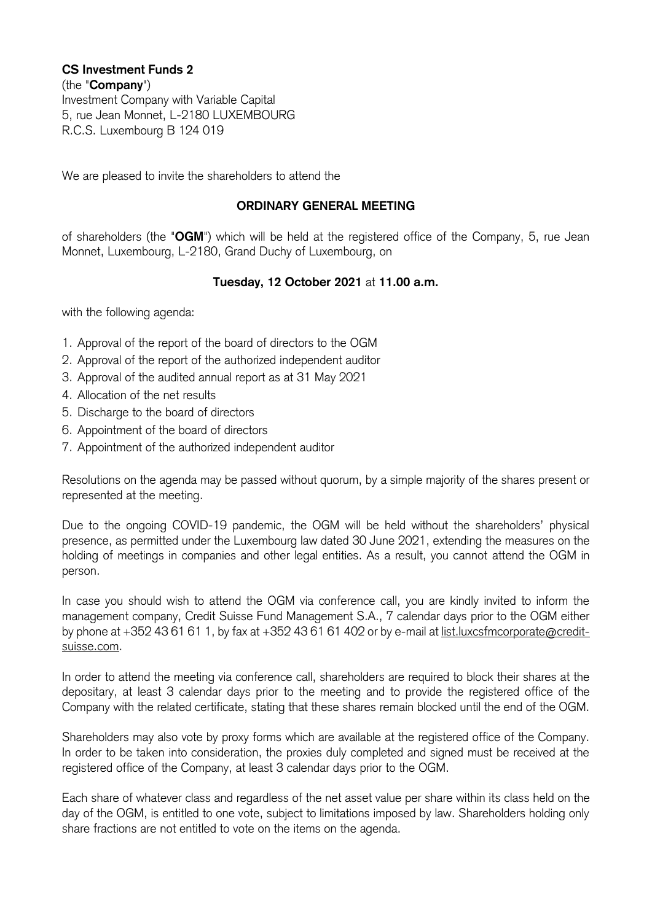**CS Investment Funds 2**
(the "**Company**")
Investment Company with Variable Capital
5, rue Jean Monnet, L-2180 LUXEMBOURG
R.C.S. Luxembourg B 124 019

We are pleased to invite the shareholders to attend the

**ORDINARY GENERAL MEETING**

of shareholders (the "**OGM**") which will be held at the registered office of the Company, 5, rue Jean Monnet, Luxembourg, L-2180, Grand Duchy of Luxembourg, on

**Tuesday, 12 October 2021** at **11.00 a.m.**

with the following agenda:

1. Approval of the report of the board of directors to the OGM
2. Approval of the report of the authorized independent auditor
3. Approval of the audited annual report as at 31 May 2021
4. Allocation of the net results
5. Discharge to the board of directors
6. Appointment of the board of directors
7. Appointment of the authorized independent auditor

Resolutions on the agenda may be passed without quorum, by a simple majority of the shares present or represented at the meeting.

Due to the ongoing COVID-19 pandemic, the OGM will be held without the shareholders' physical presence, as permitted under the Luxembourg law dated 30 June 2021, extending the measures on the holding of meetings in companies and other legal entities. As a result, you cannot attend the OGM in person.

In case you should wish to attend the OGM via conference call, you are kindly invited to inform the management company, Credit Suisse Fund Management S.A., 7 calendar days prior to the OGM either by phone at +352 43 61 61 1, by fax at +352 43 61 61 402 or by e-mail at list.luxcsfmcorporate@credit-suisse.com.

In order to attend the meeting via conference call, shareholders are required to block their shares at the depositary, at least 3 calendar days prior to the meeting and to provide the registered office of the Company with the related certificate, stating that these shares remain blocked until the end of the OGM.

Shareholders may also vote by proxy forms which are available at the registered office of the Company. In order to be taken into consideration, the proxies duly completed and signed must be received at the registered office of the Company, at least 3 calendar days prior to the OGM.

Each share of whatever class and regardless of the net asset value per share within its class held on the day of the OGM, is entitled to one vote, subject to limitations imposed by law. Shareholders holding only share fractions are not entitled to vote on the items on the agenda.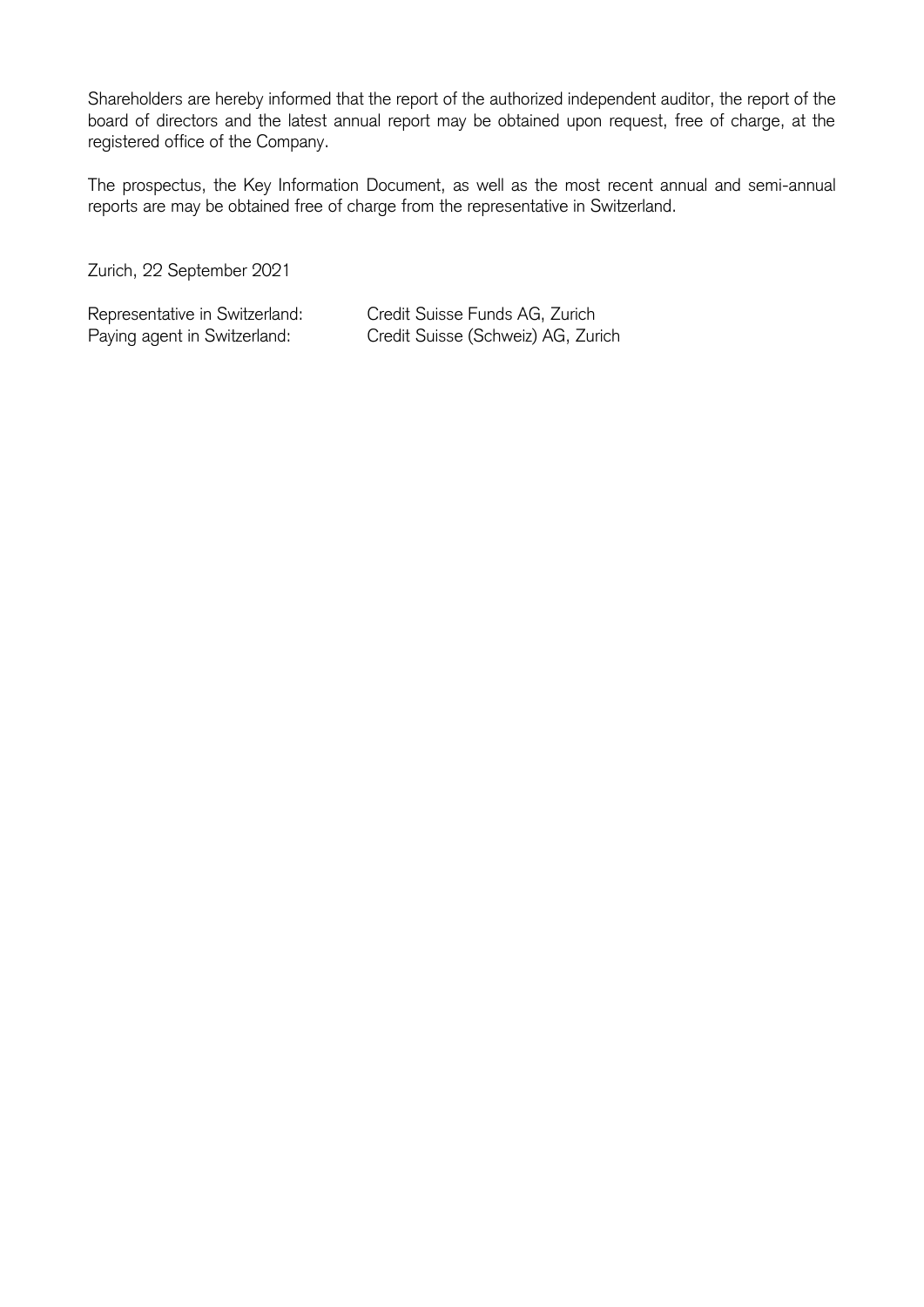Shareholders are hereby informed that the report of the authorized independent auditor, the report of the board of directors and the latest annual report may be obtained upon request, free of charge, at the registered office of the Company.

The prospectus, the Key Information Document, as well as the most recent annual and semi-annual reports are may be obtained free of charge from the representative in Switzerland.

Zurich, 22 September 2021

Representative in Switzerland: Credit Suisse Funds AG, Zurich
Paying agent in Switzerland: Credit Suisse (Schweiz) AG, Zurich